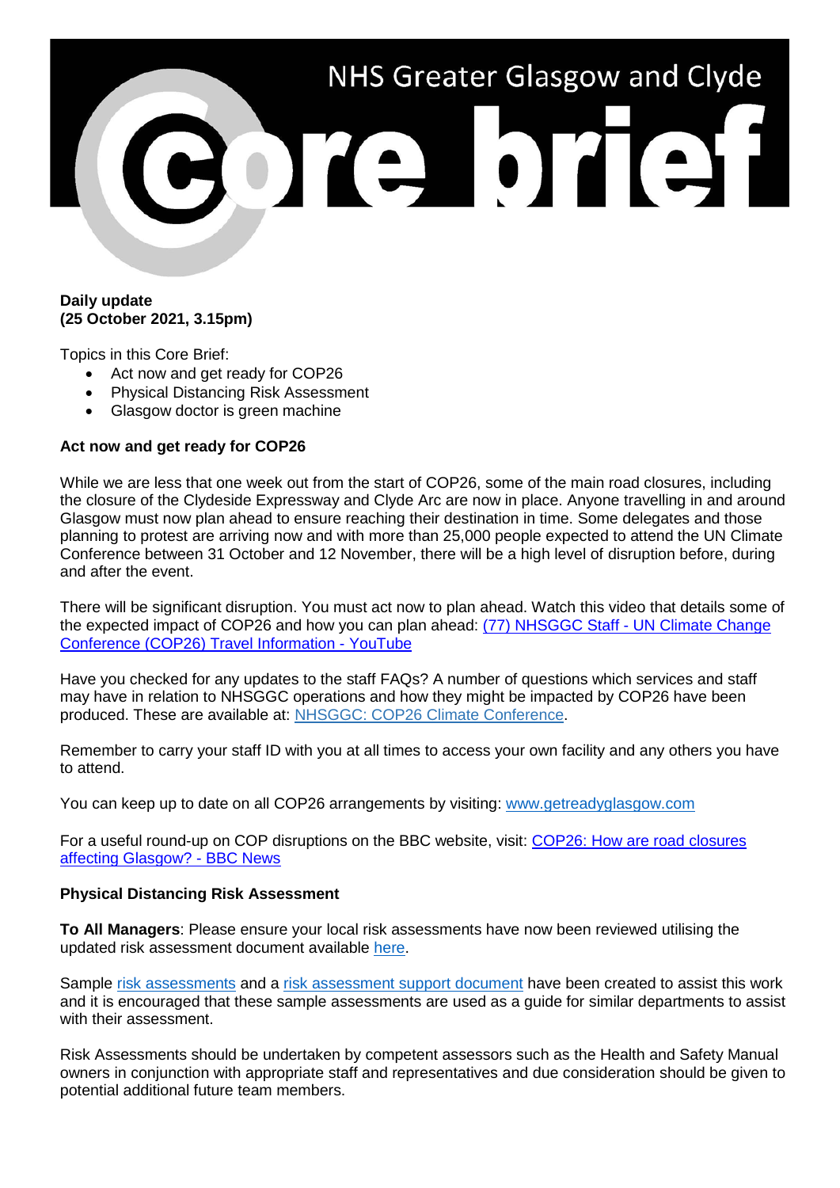# NHS Greater Glasgow and Clyde Core brief

**Daily update**
**(25 October 2021, 3.15pm)**

Topics in this Core Brief:

- Act now and get ready for COP26
- Physical Distancing Risk Assessment
- Glasgow doctor is green machine

**Act now and get ready for COP26**

While we are less that one week out from the start of COP26, some of the main road closures, including the closure of the Clydeside Expressway and Clyde Arc are now in place. Anyone travelling in and around Glasgow must now plan ahead to ensure reaching their destination in time. Some delegates and those planning to protest are arriving now and with more than 25,000 people expected to attend the UN Climate Conference between 31 October and 12 November, there will be a high level of disruption before, during and after the event.

There will be significant disruption. You must act now to plan ahead. Watch this video that details some of the expected impact of COP26 and how you can plan ahead: [(77) NHSGGC Staff - UN Climate Change Conference (COP26) Travel Information - YouTube]

Have you checked for any updates to the staff FAQs? A number of questions which services and staff may have in relation to NHSGGC operations and how they might be impacted by COP26 have been produced. These are available at: [NHSGGC: COP26 Climate Conference].

Remember to carry your staff ID with you at all times to access your own facility and any others you have to attend.

You can keep up to date on all COP26 arrangements by visiting: www.getreadyglasgow.com

For a useful round-up on COP disruptions on the BBC website, visit: [COP26: How are road closures affecting Glasgow? - BBC News]

**Physical Distancing Risk Assessment**

**To All Managers**: Please ensure your local risk assessments have now been reviewed utilising the updated risk assessment document available [here].

Sample [risk assessments] and a [risk assessment support document] have been created to assist this work and it is encouraged that these sample assessments are used as a guide for similar departments to assist with their assessment.

Risk Assessments should be undertaken by competent assessors such as the Health and Safety Manual owners in conjunction with appropriate staff and representatives and due consideration should be given to potential additional future team members.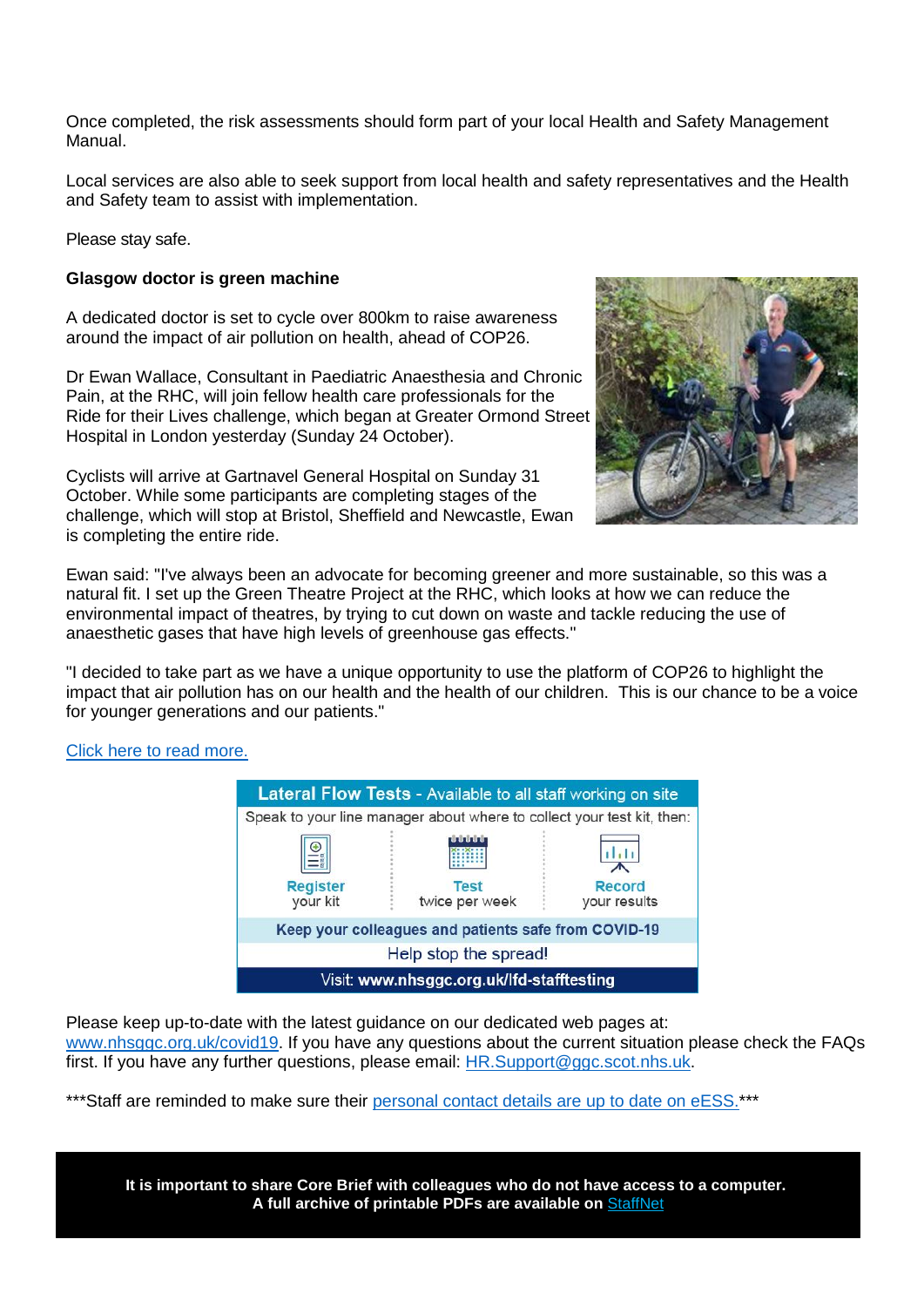Once completed, the risk assessments should form part of your local Health and Safety Management Manual.

Local services are also able to seek support from local health and safety representatives and the Health and Safety team to assist with implementation.

Please stay safe.

**Glasgow doctor is green machine**

A dedicated doctor is set to cycle over 800km to raise awareness around the impact of air pollution on health, ahead of COP26.

Dr Ewan Wallace, Consultant in Paediatric Anaesthesia and Chronic Pain, at the RHC, will join fellow health care professionals for the Ride for their Lives challenge, which began at Greater Ormond Street Hospital in London yesterday (Sunday 24 October).

Cyclists will arrive at Gartnavel General Hospital on Sunday 31 October. While some participants are completing stages of the challenge, which will stop at Bristol, Sheffield and Newcastle, Ewan is completing the entire ride.

Ewan said: "I've always been an advocate for becoming greener and more sustainable, so this was a natural fit. I set up the Green Theatre Project at the RHC, which looks at how we can reduce the environmental impact of theatres, by trying to cut down on waste and tackle reducing the use of anaesthetic gases that have high levels of greenhouse gas effects."

"I decided to take part as we have a unique opportunity to use the platform of COP26 to highlight the impact that air pollution has on our health and the health of our children. This is our chance to be a voice for younger generations and our patients."

Click here to read more.

**Lateral Flow Tests** - Available to all staff working on site

Speak to your line manager about where to collect your test kit, then:

**Register** your kit | **Test** twice per week | **Record** your results

**Keep your colleagues and patients safe from COVID-19**

Help stop the spread!

Visit: **www.nhsggc.org.uk/lfd-stafftesting**

Please keep up-to-date with the latest guidance on our dedicated web pages at: www.nhsggc.org.uk/covid19. If you have any questions about the current situation please check the FAQs first. If you have any further questions, please email: HR.Support@ggc.scot.nhs.uk.

***Staff are reminded to make sure their personal contact details are up to date on eESS.***

**It is important to share Core Brief with colleagues who do not have access to a computer.**
**A full archive of printable PDFs are available on StaffNet**